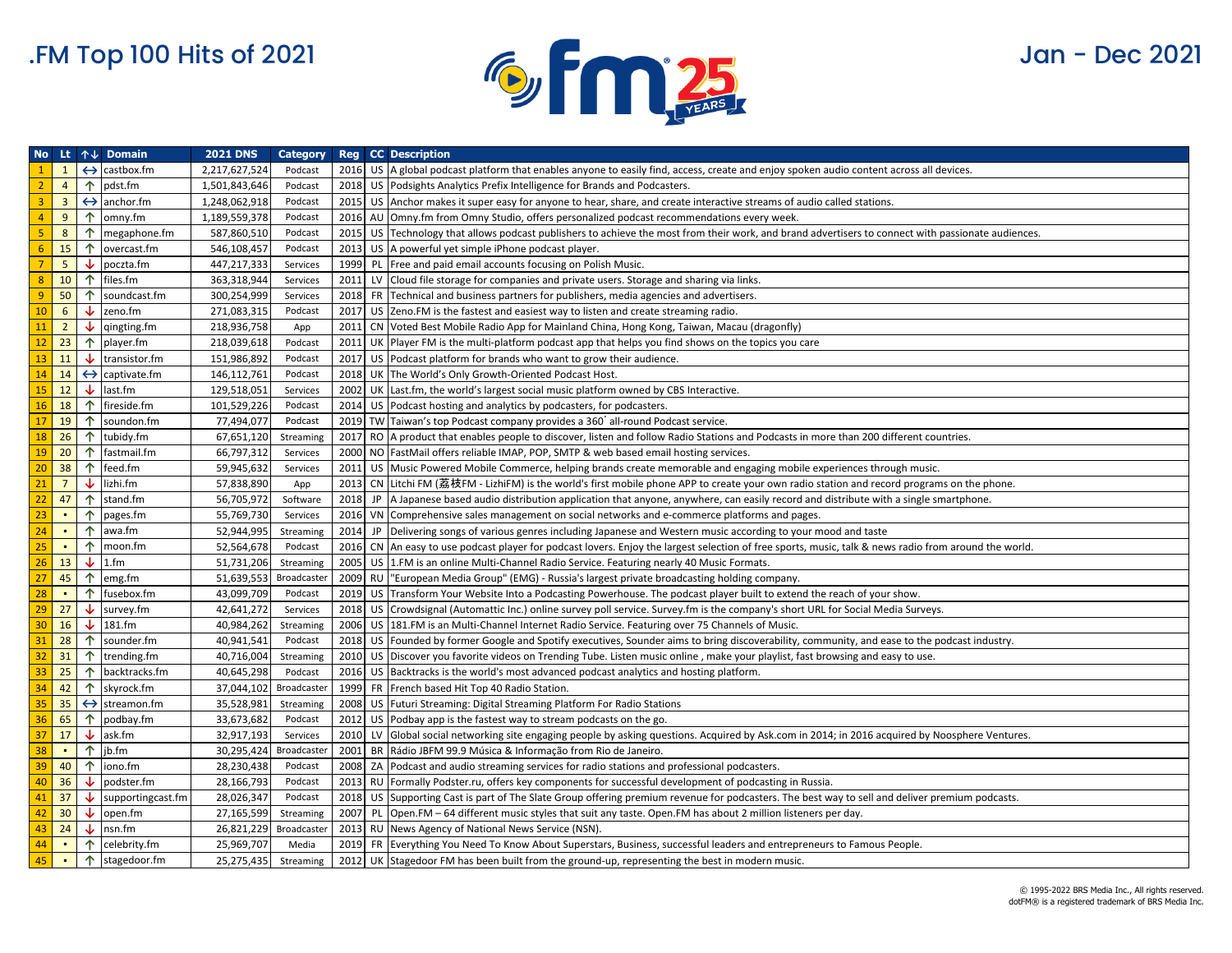# .FM Top 100 Hits of 2021

Jan - Dec 2021

| No | Lt | ↑↓ | Domain | 2021 DNS | Category | Reg | CC | Description |
|---|---|---|---|---|---|---|---|---|
| 1 | 1 | ↔ | castbox.fm | 2,217,627,524 | Podcast | 2016 | US | A global podcast platform that enables anyone to easily find, access, create and enjoy spoken audio content across all devices. |
| 2 | 4 | ↑ | pdst.fm | 1,501,843,646 | Podcast | 2018 | US | Podsights Analytics Prefix Intelligence for Brands and Podcasters. |
| 3 | 3 | ↔ | anchor.fm | 1,248,062,918 | Podcast | 2015 | US | Anchor makes it super easy for anyone to hear, share, and create interactive streams of audio called stations. |
| 4 | 9 | ↑ | omny.fm | 1,189,559,378 | Podcast | 2016 | AU | Omny.fm from Omny Studio, offers personalized podcast recommendations every week. |
| 5 | 8 | ↑ | megaphone.fm | 587,860,510 | Podcast | 2015 | US | Technology that allows podcast publishers to achieve the most from their work, and brand advertisers to connect with passionate audiences. |
| 6 | 15 | ↑ | overcast.fm | 546,108,457 | Podcast | 2013 | US | A powerful yet simple iPhone podcast player. |
| 7 | 5 | ↓ | poczta.fm | 447,217,333 | Services | 1999 | PL | Free and paid email accounts focusing on Polish Music. |
| 8 | 10 | ↑ | files.fm | 363,318,944 | Services | 2011 | LV | Cloud file storage for companies and private users. Storage and sharing via links. |
| 9 | 50 | ↑ | soundcast.fm | 300,254,999 | Services | 2018 | FR | Technical and business partners for publishers, media agencies and advertisers. |
| 10 | 6 | ↓ | zeno.fm | 271,083,315 | Podcast | 2017 | US | Zeno.FM is the fastest and easiest way to listen and create streaming radio. |
| 11 | 2 | ↓ | qingting.fm | 218,936,758 | App | 2011 | CN | Voted Best Mobile Radio App for Mainland China, Hong Kong, Taiwan, Macau (dragonfly) |
| 12 | 23 | ↑ | player.fm | 218,039,618 | Podcast | 2011 | UK | Player FM is the multi-platform podcast app that helps you find shows on the topics you care |
| 13 | 11 | ↓ | transistor.fm | 151,986,892 | Podcast | 2017 | US | Podcast platform for brands who want to grow their audience. |
| 14 | 14 | ↔ | captivate.fm | 146,112,761 | Podcast | 2018 | UK | The World's Only Growth-Oriented Podcast Host. |
| 15 | 12 | ↓ | last.fm | 129,518,051 | Services | 2002 | UK | Last.fm, the world's largest social music platform owned by CBS Interactive. |
| 16 | 18 | ↑ | fireside.fm | 101,529,226 | Podcast | 2014 | US | Podcast hosting and analytics by podcasters, for podcasters. |
| 17 | 19 | ↑ | soundon.fm | 77,494,077 | Podcast | 2019 | TW | Taiwan's top Podcast company provides a 360° all-round Podcast service. |
| 18 | 26 | ↑ | tubidy.fm | 67,651,120 | Streaming | 2017 | RO | A product that enables people to discover, listen and follow Radio Stations and Podcasts in more than 200 different countries. |
| 19 | 20 | ↑ | fastmail.fm | 66,797,312 | Services | 2000 | NO | FastMail offers reliable IMAP, POP, SMTP & web based email hosting services. |
| 20 | 38 | ↑ | feed.fm | 59,945,632 | Services | 2011 | US | Music Powered Mobile Commerce, helping brands create memorable and engaging mobile experiences through music. |
| 21 | 7 | ↓ | lizhi.fm | 57,838,890 | App | 2013 | CN | Litchi FM (荔枝FM - LizhiFM) is the world's first mobile phone APP to create your own radio station and record programs on the phone. |
| 22 | 47 | ↑ | stand.fm | 56,705,972 | Software | 2018 | JP | A Japanese based audio distribution application that anyone, anywhere, can easily record and distribute with a single smartphone. |
| 23 | ▪ | ↑ | pages.fm | 55,769,730 | Services | 2016 | VN | Comprehensive sales management on social networks and e-commerce platforms and pages. |
| 24 | ▪ | ↑ | awa.fm | 52,944,995 | Streaming | 2014 | JP | Delivering songs of various genres including Japanese and Western music according to your mood and taste |
| 25 | ▪ | ↑ | moon.fm | 52,564,678 | Podcast | 2016 | CN | An easy to use podcast player for podcast lovers. Enjoy the largest selection of free sports, music, talk & news radio from around the world. |
| 26 | 13 | ↓ | 1.fm | 51,731,206 | Streaming | 2005 | US | 1.FM is an online Multi-Channel Radio Service. Featuring nearly 40 Music Formats. |
| 27 | 45 | ↑ | emg.fm | 51,639,553 | Broadcaster | 2009 | RU | "European Media Group" (EMG) - Russia's largest private broadcasting holding company. |
| 28 | ▪ | ↑ | fusebox.fm | 43,099,709 | Podcast | 2019 | US | Transform Your Website Into a Podcasting Powerhouse. The podcast player built to extend the reach of your show. |
| 29 | 27 | ↓ | survey.fm | 42,641,272 | Services | 2018 | US | Crowdsignal (Automattic Inc.) online survey poll service. Survey.fm is the company's short URL for Social Media Surveys. |
| 30 | 16 | ↓ | 181.fm | 40,984,262 | Streaming | 2006 | US | 181.FM is an Multi-Channel Internet Radio Service. Featuring over 75 Channels of Music. |
| 31 | 28 | ↑ | sounder.fm | 40,941,541 | Podcast | 2018 | US | Founded by former Google and Spotify executives, Sounder aims to bring discoverability, community, and ease to the podcast industry. |
| 32 | 31 | ↑ | trending.fm | 40,716,004 | Streaming | 2010 | US | Discover you favorite videos on Trending Tube. Listen music online , make your playlist, fast browsing and easy to use. |
| 33 | 25 | ↑ | backtracks.fm | 40,645,298 | Podcast | 2016 | US | Backtracks is the world's most advanced podcast analytics and hosting platform. |
| 34 | 42 | ↑ | skyrock.fm | 37,044,102 | Broadcaster | 1999 | FR | French based Hit Top 40 Radio Station. |
| 35 | 35 | ↔ | streamon.fm | 35,528,981 | Streaming | 2008 | US | Futuri Streaming: Digital Streaming Platform For Radio Stations |
| 36 | 65 | ↑ | podbay.fm | 33,673,682 | Podcast | 2012 | US | Podbay app is the fastest way to stream podcasts on the go. |
| 37 | 17 | ↓ | ask.fm | 32,917,193 | Services | 2010 | LV | Global social networking site engaging people by asking questions. Acquired by Ask.com in 2014; in 2016 acquired by Noosphere Ventures. |
| 38 | ▪ | ↑ | jb.fm | 30,295,424 | Broadcaster | 2001 | BR | Rádio JBFM 99.9 Música & Informação from Rio de Janeiro. |
| 39 | 40 | ↑ | iono.fm | 28,230,438 | Podcast | 2008 | ZA | Podcast and audio streaming services for radio stations and professional podcasters. |
| 40 | 36 | ↓ | podster.fm | 28,166,793 | Podcast | 2013 | RU | Formally Podster.ru, offers key components for successful development of podcasting in Russia. |
| 41 | 37 | ↓ | supportingcast.fm | 28,026,347 | Podcast | 2018 | US | Supporting Cast is part of The Slate Group offering premium revenue for podcasters. The best way to sell and deliver premium podcasts. |
| 42 | 30 | ↓ | open.fm | 27,165,599 | Streaming | 2007 | PL | Open.FM – 64 different music styles that suit any taste. Open.FM has about 2 million listeners per day. |
| 43 | 24 | ↓ | nsn.fm | 26,821,229 | Broadcaster | 2013 | RU | News Agency of National News Service (NSN). |
| 44 | ▪ | ↑ | celebrity.fm | 25,969,707 | Media | 2019 | FR | Everything You Need To Know About Superstars, Business, successful leaders and entrepreneurs to Famous People. |
| 45 | ▪ | ↑ | stagedoor.fm | 25,275,435 | Streaming | 2012 | UK | Stagedoor FM has been built from the ground-up, representing the best in modern music. |

© 1995-2022 BRS Media Inc., All rights reserved.
dotFM® is a registered trademark of BRS Media Inc.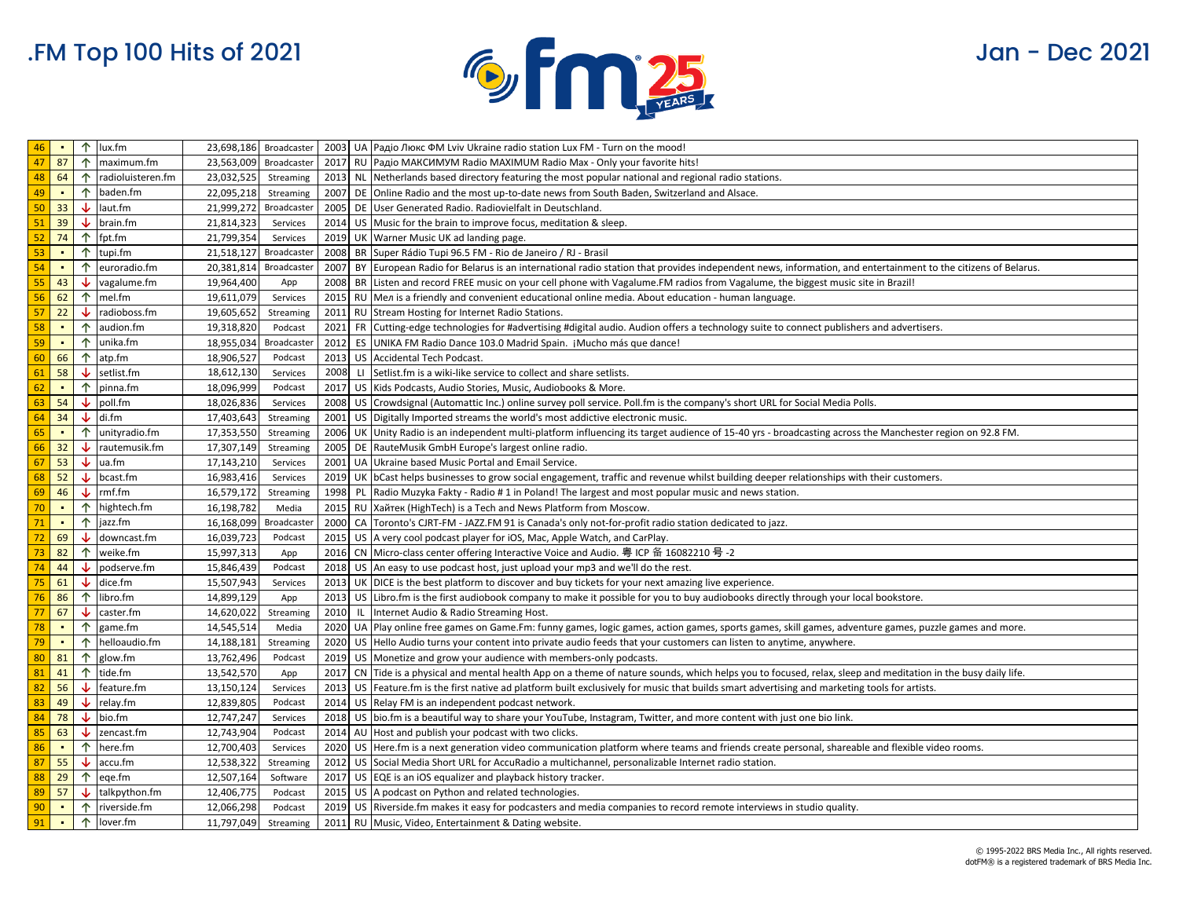# .FM Top 100 Hits of 2021

Jan - Dec 2021

| | | | | | | | | |
|---|---|---|---|---|---|---|---|---|
| 46 | ▪ | ↑ | lux.fm | 23,698,186 | Broadcaster | 2003 | UA | Радіо Люкс ФМ Lviv Ukraine radio station Lux FM - Turn on the mood! |
| 47 | 87 | ↑ | maximum.fm | 23,563,009 | Broadcaster | 2017 | RU | Радіо МАКСИМУМ Radio MAXIMUM Radio Max - Only your favorite hits! |
| 48 | 64 | ↑ | radioluisteren.fm | 23,032,525 | Streaming | 2013 | NL | Netherlands based directory featuring the most popular national and regional radio stations. |
| 49 | ▪ | ↑ | baden.fm | 22,095,218 | Streaming | 2007 | DE | Online Radio and the most up-to-date news from South Baden, Switzerland and Alsace. |
| 50 | 33 | ↓ | laut.fm | 21,999,272 | Broadcaster | 2005 | DE | User Generated Radio. Radiovielfalt in Deutschland. |
| 51 | 39 | ↓ | brain.fm | 21,814,323 | Services | 2014 | US | Music for the brain to improve focus, meditation & sleep. |
| 52 | 74 | ↑ | fpt.fm | 21,799,354 | Services | 2019 | UK | Warner Music UK ad landing page. |
| 53 | ▪ | ↑ | tupi.fm | 21,518,127 | Broadcaster | 2008 | BR | Super Rádio Tupi 96.5 FM - Rio de Janeiro / RJ - Brasil |
| 54 | ▪ | ↑ | euroradio.fm | 20,381,814 | Broadcaster | 2007 | BY | European Radio for Belarus is an international radio station that provides independent news, information, and entertainment to the citizens of Belarus. |
| 55 | 43 | ↓ | vagalume.fm | 19,964,400 | App | 2008 | BR | Listen and record FREE music on your cell phone with Vagalume.FM radios from Vagalume, the biggest music site in Brazil! |
| 56 | 62 | ↑ | mel.fm | 19,611,079 | Services | 2015 | RU | Мел is a friendly and convenient educational online media. About education - human language. |
| 57 | 22 | ↓ | radioboss.fm | 19,605,652 | Streaming | 2011 | RU | Stream Hosting for Internet Radio Stations. |
| 58 | ▪ | ↑ | audion.fm | 19,318,820 | Podcast | 2021 | FR | Cutting-edge technologies for #advertising #digital audio. Audion offers a technology suite to connect publishers and advertisers. |
| 59 | ▪ | ↑ | unika.fm | 18,955,034 | Broadcaster | 2012 | ES | UNIKA FM Radio Dance 103.0 Madrid Spain. ¡Mucho más que dance! |
| 60 | 66 | ↑ | atp.fm | 18,906,527 | Podcast | 2013 | US | Accidental Tech Podcast. |
| 61 | 58 | ↓ | setlist.fm | 18,612,130 | Services | 2008 | LI | Setlist.fm is a wiki-like service to collect and share setlists. |
| 62 | ▪ | ↑ | pinna.fm | 18,096,999 | Podcast | 2017 | US | Kids Podcasts, Audio Stories, Music, Audiobooks & More. |
| 63 | 54 | ↓ | poll.fm | 18,026,836 | Services | 2008 | US | Crowdsignal (Automattic Inc.) online survey poll service. Poll.fm is the company's short URL for Social Media Polls. |
| 64 | 34 | ↓ | di.fm | 17,403,643 | Streaming | 2001 | US | Digitally Imported streams the world's most addictive electronic music. |
| 65 | ▪ | ↑ | unityradio.fm | 17,353,550 | Streaming | 2006 | UK | Unity Radio is an independent multi-platform influencing its target audience of 15-40 yrs - broadcasting across the Manchester region on 92.8 FM. |
| 66 | 32 | ↓ | rautemusik.fm | 17,307,149 | Streaming | 2005 | DE | RauteMusik GmbH Europe's largest online radio. |
| 67 | 53 | ↓ | ua.fm | 17,143,210 | Services | 2001 | UA | Ukraine based Music Portal and Email Service. |
| 68 | 52 | ↓ | bcast.fm | 16,983,416 | Services | 2019 | UK | bCast helps businesses to grow social engagement, traffic and revenue whilst building deeper relationships with their customers. |
| 69 | 46 | ↓ | rmf.fm | 16,579,172 | Streaming | 1998 | PL | Radio Muzyka Fakty - Radio # 1 in Poland! The largest and most popular music and news station. |
| 70 | ▪ | ↑ | hightech.fm | 16,198,782 | Media | 2015 | RU | Хайтек (HighTech) is a Tech and News Platform from Moscow. |
| 71 | ▪ | ↑ | jazz.fm | 16,168,099 | Broadcaster | 2000 | CA | Toronto's CJRT-FM - JAZZ.FM 91 is Canada's only not-for-profit radio station dedicated to jazz. |
| 72 | 69 | ↓ | downcast.fm | 16,039,723 | Podcast | 2015 | US | A very cool podcast player for iOS, Mac, Apple Watch, and CarPlay. |
| 73 | 82 | ↑ | weike.fm | 15,997,313 | App | 2016 | CN | Micro-class center offering Interactive Voice and Audio. 粤 ICP 备 16082210 号 -2 |
| 74 | 44 | ↓ | podserve.fm | 15,846,439 | Podcast | 2018 | US | An easy to use podcast host, just upload your mp3 and we'll do the rest. |
| 75 | 61 | ↓ | dice.fm | 15,507,943 | Services | 2013 | UK | DICE is the best platform to discover and buy tickets for your next amazing live experience. |
| 76 | 86 | ↑ | libro.fm | 14,899,129 | App | 2013 | US | Libro.fm is the first audiobook company to make it possible for you to buy audiobooks directly through your local bookstore. |
| 77 | 67 | ↓ | caster.fm | 14,620,022 | Streaming | 2010 | IL | Internet Audio & Radio Streaming Host. |
| 78 | ▪ | ↑ | game.fm | 14,545,514 | Media | 2020 | UA | Play online free games on Game.Fm: funny games, logic games, action games, sports games, skill games, adventure games, puzzle games and more. |
| 79 | ▪ | ↑ | helloaudio.fm | 14,188,181 | Streaming | 2020 | US | Hello Audio turns your content into private audio feeds that your customers can listen to anytime, anywhere. |
| 80 | 81 | ↑ | glow.fm | 13,762,496 | Podcast | 2019 | US | Monetize and grow your audience with members-only podcasts. |
| 81 | 41 | ↑ | tide.fm | 13,542,570 | App | 2017 | CN | Tide is a physical and mental health App on a theme of nature sounds, which helps you to focused, relax, sleep and meditation in the busy daily life. |
| 82 | 56 | ↓ | feature.fm | 13,150,124 | Services | 2013 | US | Feature.fm is the first native ad platform built exclusively for music that builds smart advertising and marketing tools for artists. |
| 83 | 49 | ↓ | relay.fm | 12,839,805 | Podcast | 2014 | US | Relay FM is an independent podcast network. |
| 84 | 78 | ↓ | bio.fm | 12,747,247 | Services | 2018 | US | bio.fm is a beautiful way to share your YouTube, Instagram, Twitter, and more content with just one bio link. |
| 85 | 63 | ↓ | zencast.fm | 12,743,904 | Podcast | 2014 | AU | Host and publish your podcast with two clicks. |
| 86 | ▪ | ↑ | here.fm | 12,700,403 | Services | 2020 | US | Here.fm is a next generation video communication platform where teams and friends create personal, shareable and flexible video rooms. |
| 87 | 55 | ↓ | accu.fm | 12,538,322 | Streaming | 2012 | US | Social Media Short URL for AccuRadio a multichannel, personalizable Internet radio station. |
| 88 | 29 | ↑ | eqe.fm | 12,507,164 | Software | 2017 | US | EQE is an iOS equalizer and playback history tracker. |
| 89 | 57 | ↓ | talkpython.fm | 12,406,775 | Podcast | 2015 | US | A podcast on Python and related technologies. |
| 90 | ▪ | ↑ | riverside.fm | 12,066,298 | Podcast | 2019 | US | Riverside.fm makes it easy for podcasters and media companies to record remote interviews in studio quality. |
| 91 | ▪ | ↑ | lover.fm | 11,797,049 | Streaming | 2011 | RU | Music, Video, Entertainment & Dating website. |

© 1995-2022 BRS Media Inc., All rights reserved.
dotFM® is a registered trademark of BRS Media Inc.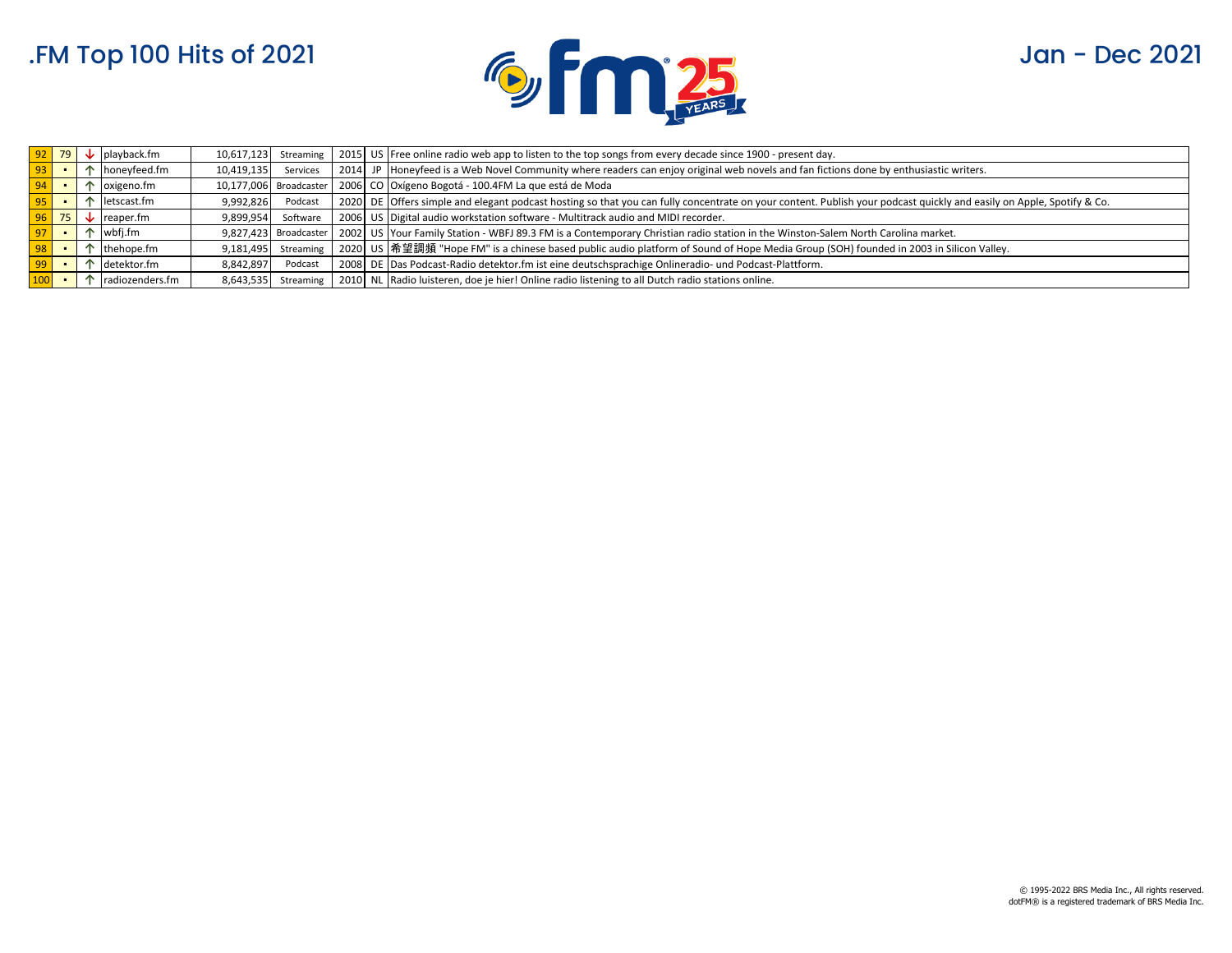# .FM Top 100 Hits of 2021

Jan - Dec 2021

| | | | | | | | | |
|---|---|---|---|---|---|---|---|---|
| 92 | 79 | ↓ | playback.fm | 10,617,123 | Streaming | 2015 | US | Free online radio web app to listen to the top songs from every decade since 1900 - present day. |
| 93 | ▪ | ↑ | honeyfeed.fm | 10,419,135 | Services | 2014 | JP | Honeyfeed is a Web Novel Community where readers can enjoy original web novels and fan fictions done by enthusiastic writers. |
| 94 | ▪ | ↑ | oxigeno.fm | 10,177,006 | Broadcaster | 2006 | CO | Oxígeno Bogotá - 100.4FM La que está de Moda |
| 95 | ▪ | ↑ | letscast.fm | 9,992,826 | Podcast | 2020 | DE | Offers simple and elegant podcast hosting so that you can fully concentrate on your content. Publish your podcast quickly and easily on Apple, Spotify & Co. |
| 96 | 75 | ↓ | reaper.fm | 9,899,954 | Software | 2006 | US | Digital audio workstation software - Multitrack audio and MIDI recorder. |
| 97 | ▪ | ↑ | wbfj.fm | 9,827,423 | Broadcaster | 2002 | US | Your Family Station - WBFJ 89.3 FM is a Contemporary Christian radio station in the Winston-Salem North Carolina market. |
| 98 | ▪ | ↑ | thehope.fm | 9,181,495 | Streaming | 2020 | US | 希望調頻 "Hope FM" is a chinese based public audio platform of Sound of Hope Media Group (SOH) founded in 2003 in Silicon Valley. |
| 99 | ▪ | ↑ | detektor.fm | 8,842,897 | Podcast | 2008 | DE | Das Podcast-Radio detektor.fm ist eine deutschsprachige Onlineradio- und Podcast-Plattform. |
| 100 | ▪ | ↑ | radiozenders.fm | 8,643,535 | Streaming | 2010 | NL | Radio luisteren, doe je hier! Online radio listening to all Dutch radio stations online. |

© 1995-2022 BRS Media Inc., All rights reserved.
dotFM® is a registered trademark of BRS Media Inc.